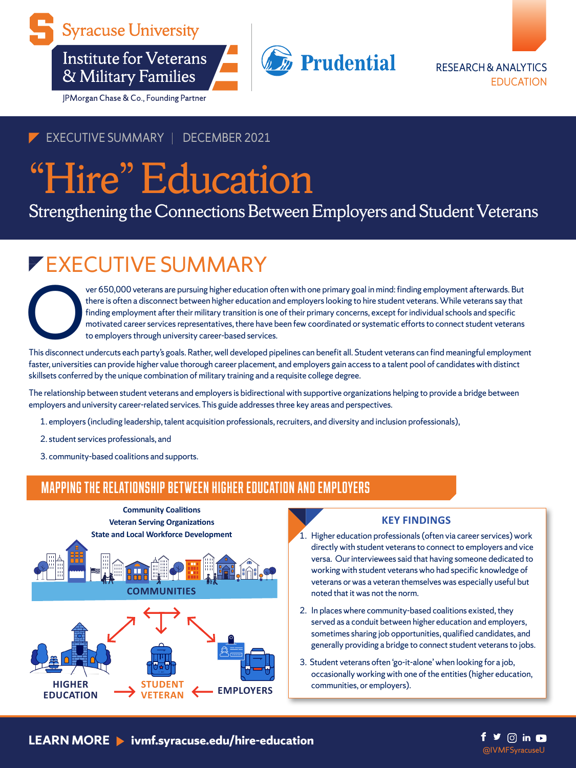Syracuse University

Institute for Veterans & Military Families

JPMorgan Chase & Co., Founding Partner

Prudential

RESEARCH & ANALYTICS
EDUCATION

EXECUTIVE SUMMARY | DECEMBER 2021

# "Hire" Education

## Strengthening the Connections Between Employers and Student Veterans

## EXECUTIVE SUMMARY

Over 650,000 veterans are pursuing higher education often with one primary goal in mind: finding employment afterwards. But there is often a disconnect between higher education and employers looking to hire student veterans. While veterans say that finding employment after their military transition is one of their primary concerns, except for individual schools and specific motivated career services representatives, there have been few coordinated or systematic efforts to connect student veterans to employers through university career-based services.

This disconnect undercuts each party's goals. Rather, well developed pipelines can benefit all. Student veterans can find meaningful employment faster, universities can provide higher value thorough career placement, and employers gain access to a talent pool of candidates with distinct skillsets conferred by the unique combination of military training and a requisite college degree.

The relationship between student veterans and employers is bidirectional with supportive organizations helping to provide a bridge between employers and university career-related services. This guide addresses three key areas and perspectives.

1. employers (including leadership, talent acquisition professionals, recruiters, and diversity and inclusion professionals),
2. student services professionals, and
3. community-based coalitions and supports.

### MAPPING THE RELATIONSHIP BETWEEN HIGHER EDUCATION AND EMPLOYERS

Community Coalitions
Veteran Serving Organizations
State and Local Workforce Development

COMMUNITIES

HIGHER EDUCATION → STUDENT VETERAN ← EMPLOYERS

### KEY FINDINGS

1. Higher education professionals (often via career services) work directly with student veterans to connect to employers and vice versa. Our interviewees said that having someone dedicated to working with student veterans who had specific knowledge of veterans or was a veteran themselves was especially useful but noted that it was not the norm.
2. In places where community-based coalitions existed, they served as a conduit between higher education and employers, sometimes sharing job opportunities, qualified candidates, and generally providing a bridge to connect student veterans to jobs.
3. Student veterans often 'go-it-alone' when looking for a job, occasionally working with one of the entities (higher education, communities, or employers).

**LEARN MORE ▶ ivmf.syracuse.edu/hire-education**

@IVMFSyracuseU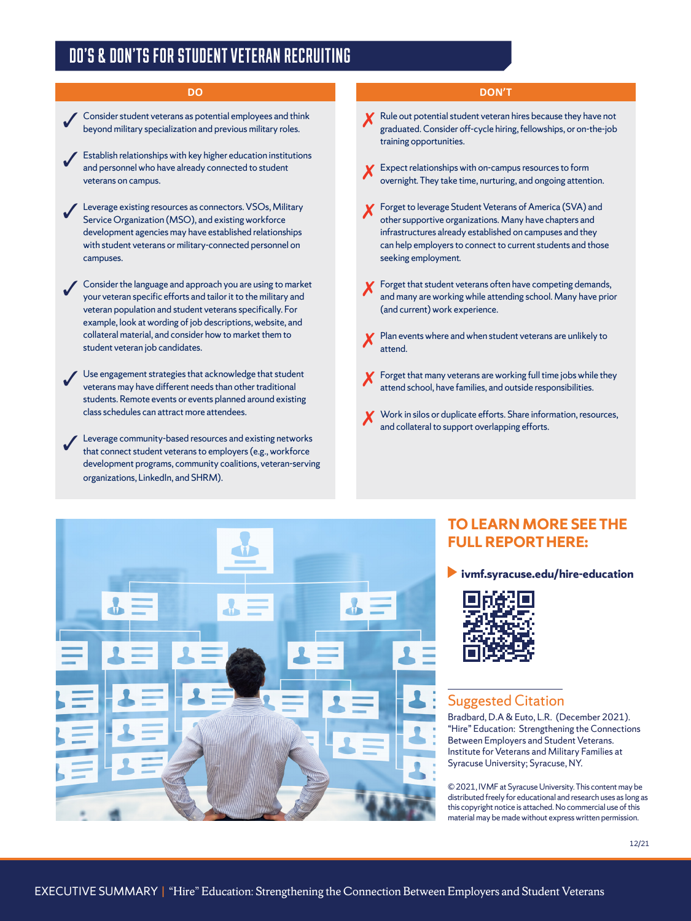# DO'S & DON'TS FOR STUDENT VETERAN RECRUITING

## DO

- ✓ Consider student veterans as potential employees and think beyond military specialization and previous military roles.
- ✓ Establish relationships with key higher education institutions and personnel who have already connected to student veterans on campus.
- ✓ Leverage existing resources as connectors. VSOs, Military Service Organization (MSO), and existing workforce development agencies may have established relationships with student veterans or military-connected personnel on campuses.
- ✓ Consider the language and approach you are using to market your veteran specific efforts and tailor it to the military and veteran population and student veterans specifically. For example, look at wording of job descriptions, website, and collateral material, and consider how to market them to student veteran job candidates.
- ✓ Use engagement strategies that acknowledge that student veterans may have different needs than other traditional students. Remote events or events planned around existing class schedules can attract more attendees.
- ✓ Leverage community-based resources and existing networks that connect student veterans to employers (e.g., workforce development programs, community coalitions, veteran-serving organizations, LinkedIn, and SHRM).

## DON'T

- ✗ Rule out potential student veteran hires because they have not graduated. Consider off-cycle hiring, fellowships, or on-the-job training opportunities.
- ✗ Expect relationships with on-campus resources to form overnight. They take time, nurturing, and ongoing attention.
- ✗ Forget to leverage Student Veterans of America (SVA) and other supportive organizations. Many have chapters and infrastructures already established on campuses and they can help employers to connect to current students and those seeking employment.
- ✗ Forget that student veterans often have competing demands, and many are working while attending school. Many have prior (and current) work experience.
- ✗ Plan events where and when student veterans are unlikely to attend.
- ✗ Forget that many veterans are working full time jobs while they attend school, have families, and outside responsibilities.
- ✗ Work in silos or duplicate efforts. Share information, resources, and collateral to support overlapping efforts.

## TO LEARN MORE SEE THE FULL REPORT HERE:

▶ **ivmf.syracuse.edu/hire-education**

### Suggested Citation

Bradbard, D.A & Euto, L.R. (December 2021). "Hire" Education: Strengthening the Connections Between Employers and Student Veterans. Institute for Veterans and Military Families at Syracuse University; Syracuse, NY.

© 2021, IVMF at Syracuse University. This content may be distributed freely for educational and research uses as long as this copyright notice is attached. No commercial use of this material may be made without express written permission.

12/21